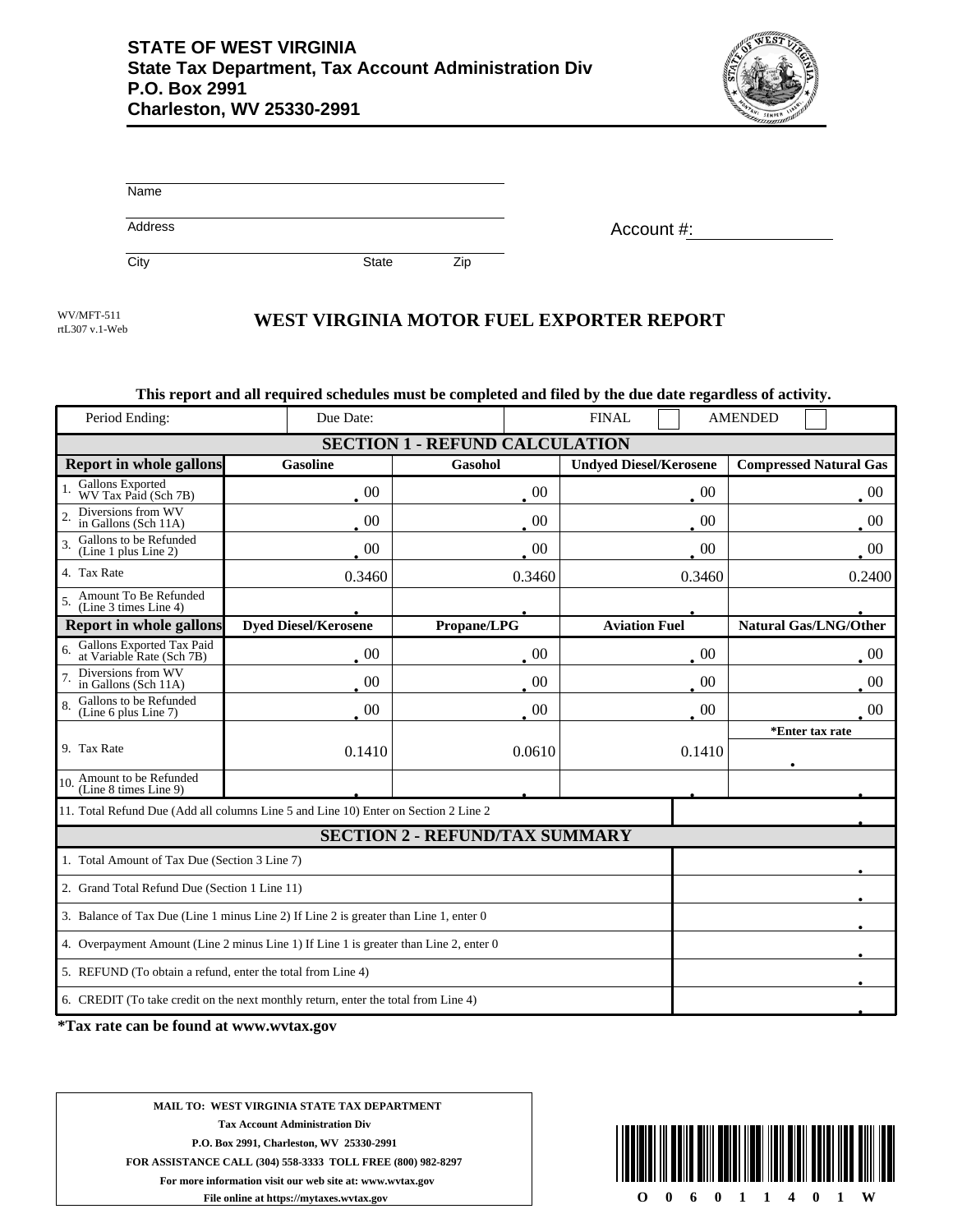**STATE OF WEST VIRGINIA**
**State Tax Department, Tax Account Administration Div**
**P.O. Box 2991**
**Charleston, WV 25330-2991**

Name

Address

City State Zip

Account #:

WV/MFT-511
rtL307 v.1-Web

# WEST VIRGINIA MOTOR FUEL EXPORTER REPORT

**This report and all required schedules must be completed and filed by the due date regardless of activity.**

| Period Ending: | Due Date: | | FINAL ☐ | AMENDED ☐ |
|---|---|---|---|---|
| **SECTION 1 - REFUND CALCULATION** | | | | |
| **Report in whole gallons** | **Gasoline** | **Gasohol** | **Undyed Diesel/Kerosene** | **Compressed Natural Gas** |
| 1. Gallons Exported WV Tax Paid (Sch 7B) | .00 | .00 | .00 | .00 |
| 2. Diversions from WV in Gallons (Sch 11A) | .00 | .00 | .00 | .00 |
| 3. Gallons to be Refunded (Line 1 plus Line 2) | .00 | .00 | .00 | .00 |
| 4. Tax Rate | 0.3460 | 0.3460 | 0.3460 | 0.2400 |
| 5. Amount To Be Refunded (Line 3 times Line 4) | . | . | . | . |
| **Report in whole gallons** | **Dyed Diesel/Kerosene** | **Propane/LPG** | **Aviation Fuel** | **Natural Gas/LNG/Other** |
| 6. Gallons Exported Tax Paid at Variable Rate (Sch 7B) | .00 | .00 | .00 | .00 |
| 7. Diversions from WV in Gallons (Sch 11A) | .00 | .00 | .00 | .00 |
| 8. Gallons to be Refunded (Line 6 plus Line 7) | .00 | .00 | .00 | .00 |
| 9. Tax Rate | 0.1410 | 0.0610 | 0.1410 | *Enter tax rate . |
| 10. Amount to be Refunded (Line 8 times Line 9) | . | . | . | . |
| 11. Total Refund Due (Add all columns Line 5 and Line 10) Enter on Section 2 Line 2 | | | | . |

| **SECTION 2 - REFUND/TAX SUMMARY** | |
|---|---|
| 1. Total Amount of Tax Due (Section 3 Line 7) | . |
| 2. Grand Total Refund Due (Section 1 Line 11) | . |
| 3. Balance of Tax Due (Line 1 minus Line 2) If Line 2 is greater than Line 1, enter 0 | . |
| 4. Overpayment Amount (Line 2 minus Line 1) If Line 1 is greater than Line 2, enter 0 | . |
| 5. REFUND (To obtain a refund, enter the total from Line 4) | . |
| 6. CREDIT (To take credit on the next monthly return, enter the total from Line 4) | . |

***Tax rate can be found at www.wvtax.gov**

**MAIL TO: WEST VIRGINIA STATE TAX DEPARTMENT**
**Tax Account Administration Div**
**P.O. Box 2991, Charleston, WV 25330-2991**
**FOR ASSISTANCE CALL (304) 558-3333 TOLL FREE (800) 982-8297**
**For more information visit our web site at: www.wvtax.gov**
**File online at https://mytaxes.wvtax.gov**

O 0 6 0 1 1 4 0 1 W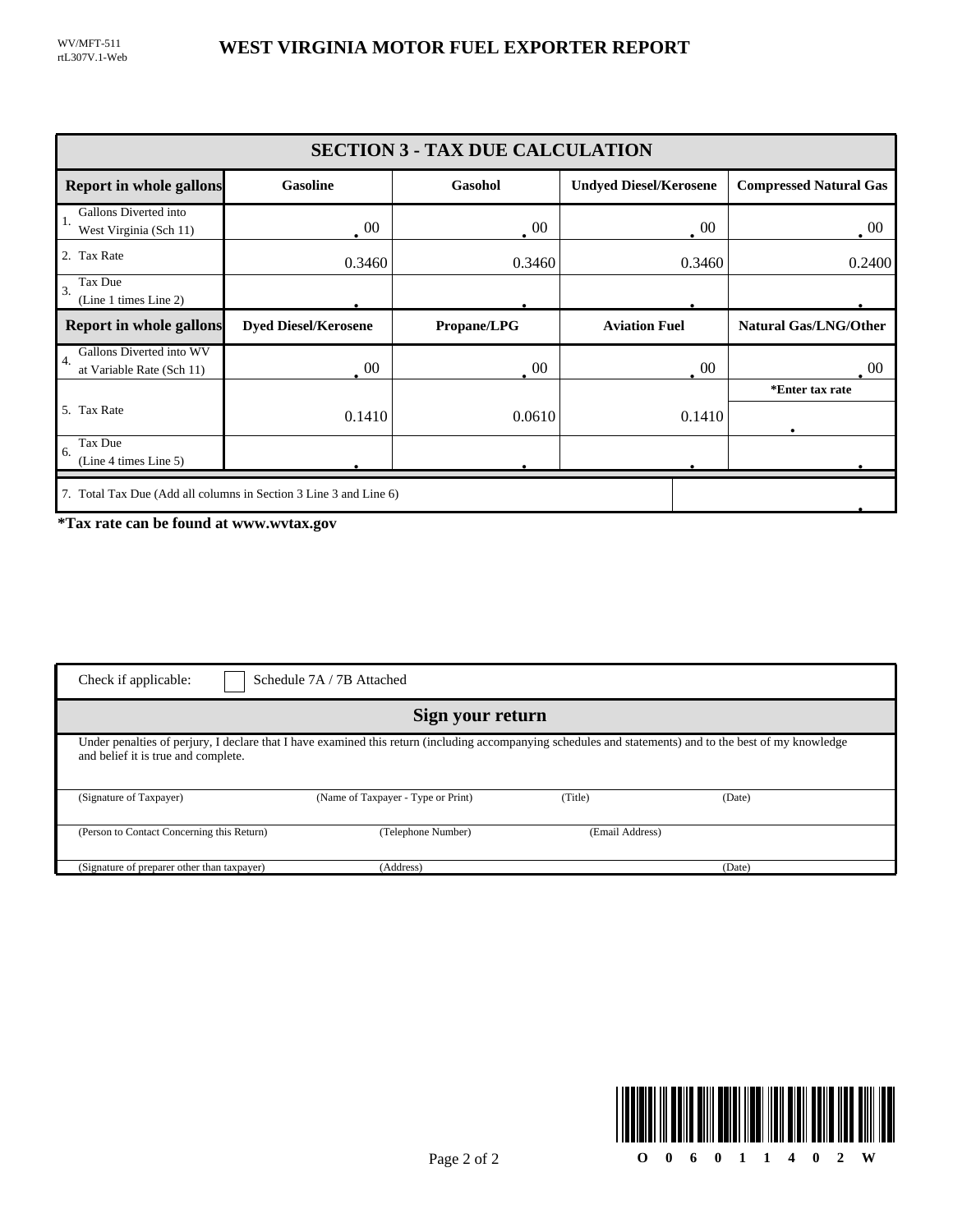WV/MFT-511
rtL307V.1-Web

# WEST VIRGINIA MOTOR FUEL EXPORTER REPORT

## SECTION 3 - TAX DUE CALCULATION

| Report in whole gallons | Gasoline | Gasohol | Undyed Diesel/Kerosene | Compressed Natural Gas |
|---|---|---|---|---|
| 1. Gallons Diverted into West Virginia (Sch 11) | . 00 | . 00 | . 00 | . 00 |
| 2. Tax Rate | 0.3460 | 0.3460 | 0.3460 | 0.2400 |
| 3. Tax Due (Line 1 times Line 2) | . | . | . | . |
| **Report in whole gallons** | **Dyed Diesel/Kerosene** | **Propane/LPG** | **Aviation Fuel** | **Natural Gas/LNG/Other** |
| 4. Gallons Diverted into WV at Variable Rate (Sch 11) | . 00 | . 00 | . 00 | . 00 |
| 5. Tax Rate | 0.1410 | 0.0610 | 0.1410 | *Enter tax rate . |
| 6. Tax Due (Line 4 times Line 5) | . | . | . | . |
| 7. Total Tax Due (Add all columns in Section 3 Line 3 and Line 6) | | | | . |

**\*Tax rate can be found at www.wvtax.gov**

Check if applicable: ☐ Schedule 7A / 7B Attached

## Sign your return

Under penalties of perjury, I declare that I have examined this return (including accompanying schedules and statements) and to the best of my knowledge and belief it is true and complete.

(Signature of Taxpayer) (Name of Taxpayer - Type or Print) (Title) (Date)

(Person to Contact Concerning this Return) (Telephone Number) (Email Address)

(Signature of preparer other than taxpayer) (Address) (Date)

O 0 6 0 1 1 4 0 2 W